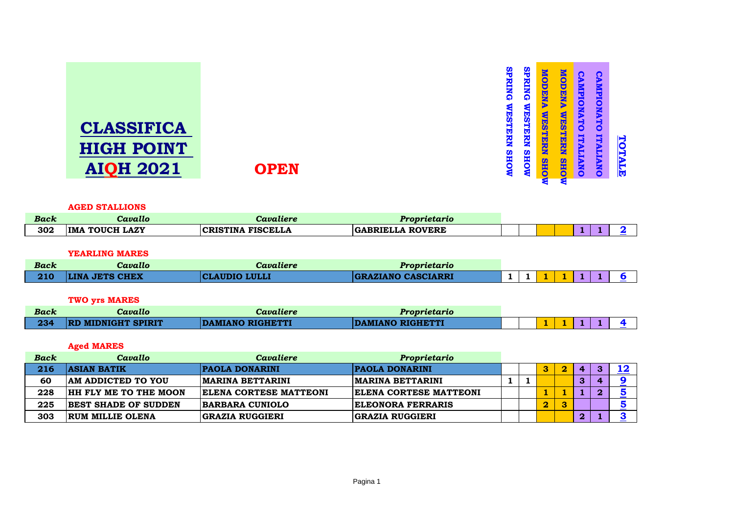# CLASSIFICA HIGH POINT AIQH 2021

## OPEN

### AGED STALLIONS

| Back | Cavallo | Cavaliere | Proprietario | SPRING WESTERN SHOW | SPRING WESTERN SHOW | MODENA WESTERN SHOW | MODENA WESTERN SHOW | CAMPIONATO ITALIANO | CAMPIONATO ITALIANO | TOTALE |
|---|---|---|---|---|---|---|---|---|---|---|
| 302 | IMA TOUCH LAZY | CRISTINA FISCELLA | GABRIELLA ROVERE | | | | | 1 | 1 | 2 |

### YEARLING MARES

| Back | Cavallo | Cavaliere | Proprietario | SPRING WESTERN SHOW | SPRING WESTERN SHOW | MODENA WESTERN SHOW | MODENA WESTERN SHOW | CAMPIONATO ITALIANO | CAMPIONATO ITALIANO | TOTALE |
|---|---|---|---|---|---|---|---|---|---|---|
| 210 | LINA JETS CHEX | CLAUDIO LULLI | GRAZIANO CASCIARRI | 1 | 1 | 1 | 1 | 1 | 1 | 6 |

### TWO yrs MARES

| Back | Cavallo | Cavaliere | Proprietario | SPRING WESTERN SHOW | SPRING WESTERN SHOW | MODENA WESTERN SHOW | MODENA WESTERN SHOW | CAMPIONATO ITALIANO | CAMPIONATO ITALIANO | TOTALE |
|---|---|---|---|---|---|---|---|---|---|---|
| 234 | RD MIDNIGHT SPIRIT | DAMIANO RIGHETTI | DAMIANO RIGHETTI | | | 1 | 1 | 1 | 1 | 4 |

### Aged MARES

| Back | Cavallo | Cavaliere | Proprietario | SPRING WESTERN SHOW | SPRING WESTERN SHOW | MODENA WESTERN SHOW | MODENA WESTERN SHOW | CAMPIONATO ITALIANO | CAMPIONATO ITALIANO | TOTALE |
|---|---|---|---|---|---|---|---|---|---|---|
| 216 | ASIAN BATIK | PAOLA DONARINI | PAOLA DONARINI | | | 3 | 2 | 4 | 3 | 12 |
| 60 | AM ADDICTED TO YOU | MARINA BETTARINI | MARINA BETTARINI | 1 | 1 | | | 3 | 4 | 9 |
| 228 | HH FLY ME TO THE MOON | ELENA CORTESE MATTEONI | ELENA CORTESE MATTEONI | | | 1 | 1 | 1 | 2 | 5 |
| 225 | BEST SHADE OF SUDDEN | BARBARA CUNIOLO | ELEONORA FERRARIS | | | 2 | 3 | | | 5 |
| 303 | RUM MILLIE OLENA | GRAZIA RUGGIERI | GRAZIA RUGGIERI | | | | | 2 | 1 | 3 |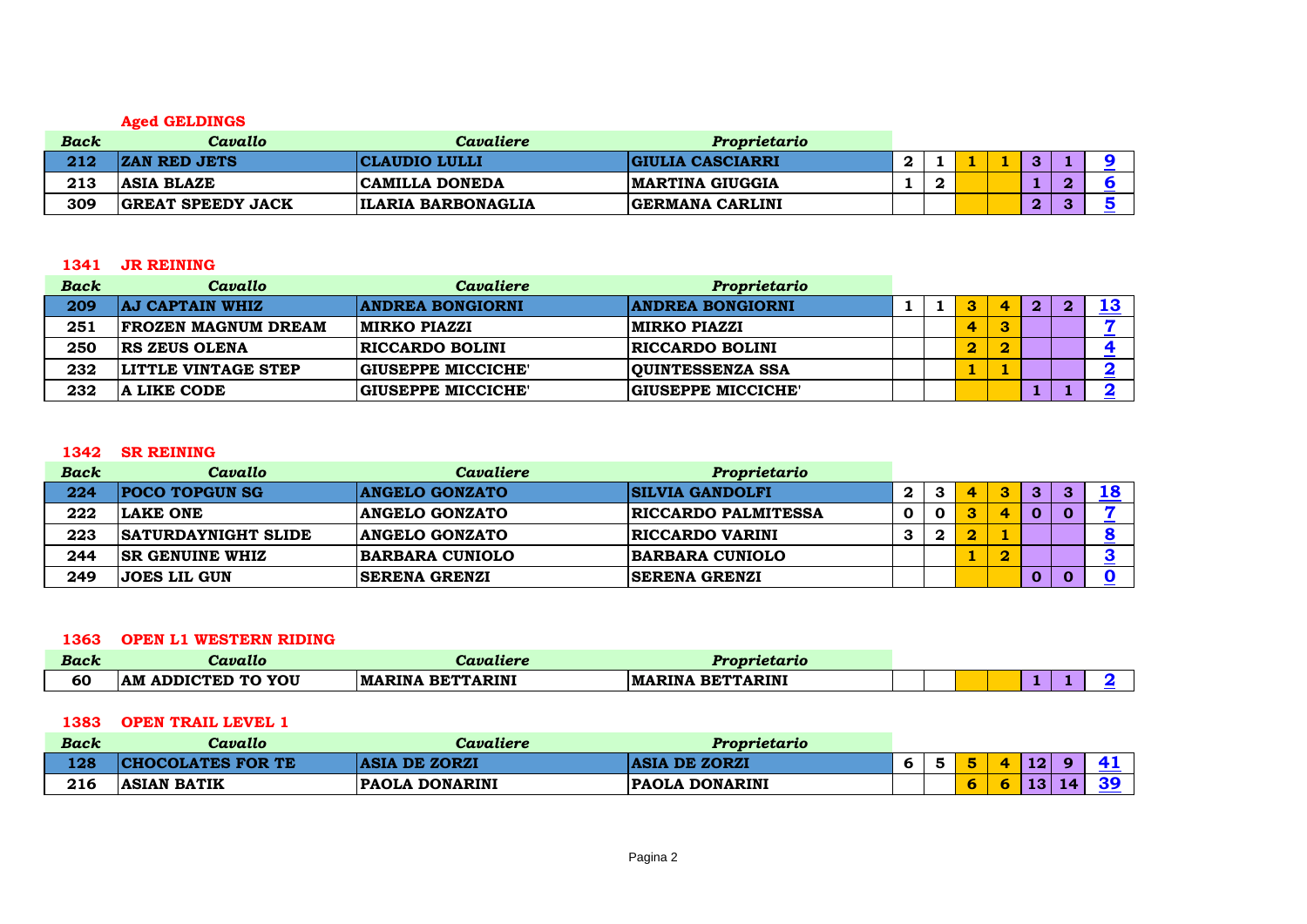### Aged GELDINGS

| *Back* | *Cavallo* | *Cavaliere* | *Proprietario* | | | | | | | |
|---|---|---|---|---|---|---|---|---|---|---|
| 212 | ZAN RED JETS | CLAUDIO LULLI | GIULIA CASCIARRI | 2 | 1 | 1 | 1 | 3 | 1 | 9 |
| 213 | ASIA BLAZE | CAMILLA DONEDA | MARTINA GIUGGIA | 1 | 2 | | | 1 | 2 | 6 |
| 309 | GREAT SPEEDY JACK | ILARIA BARBONAGLIA | GERMANA CARLINI | | | | | 2 | 3 | 5 |

### 1341 JR REINING

| *Back* | *Cavallo* | *Cavaliere* | *Proprietario* | | | | | | | |
|---|---|---|---|---|---|---|---|---|---|---|
| 209 | AJ CAPTAIN WHIZ | ANDREA BONGIORNI | ANDREA BONGIORNI | 1 | 1 | 3 | 4 | 2 | 2 | 13 |
| 251 | FROZEN MAGNUM DREAM | MIRKO PIAZZI | MIRKO PIAZZI | | | 4 | 3 | | | 7 |
| 250 | RS ZEUS OLENA | RICCARDO BOLINI | RICCARDO BOLINI | | | 2 | 2 | | | 4 |
| 232 | LITTLE VINTAGE STEP | GIUSEPPE MICCICHE' | QUINTESSENZA SSA | | | 1 | 1 | | | 2 |
| 232 | A LIKE CODE | GIUSEPPE MICCICHE' | GIUSEPPE MICCICHE' | | | | | 1 | 1 | 2 |

### 1342 SR REINING

| *Back* | *Cavallo* | *Cavaliere* | *Proprietario* | | | | | | | |
|---|---|---|---|---|---|---|---|---|---|---|
| 224 | POCO TOPGUN SG | ANGELO GONZATO | SILVIA GANDOLFI | 2 | 3 | 4 | 3 | 3 | 3 | 18 |
| 222 | LAKE ONE | ANGELO GONZATO | RICCARDO PALMITESSA | 0 | 0 | 3 | 4 | 0 | 0 | 7 |
| 223 | SATURDAYNIGHT SLIDE | ANGELO GONZATO | RICCARDO VARINI | 3 | 2 | 2 | 1 | | | 8 |
| 244 | SR GENUINE WHIZ | BARBARA CUNIOLO | BARBARA CUNIOLO | | | 1 | 2 | | | 3 |
| 249 | JOES LIL GUN | SERENA GRENZI | SERENA GRENZI | | | | | 0 | 0 | 0 |

### 1363 OPEN L1 WESTERN RIDING

| *Back* | *Cavallo* | *Cavaliere* | *Proprietario* | | | | | | | |
|---|---|---|---|---|---|---|---|---|---|---|
| 60 | AM ADDICTED TO YOU | MARINA BETTARINI | MARINA BETTARINI | | | | | 1 | 1 | 2 |

### 1383 OPEN TRAIL LEVEL 1

| *Back* | *Cavallo* | *Cavaliere* | *Proprietario* | | | | | | | |
|---|---|---|---|---|---|---|---|---|---|---|
| 128 | CHOCOLATES FOR TE | ASIA DE ZORZI | ASIA DE ZORZI | 6 | 5 | 5 | 4 | 12 | 9 | 41 |
| 216 | ASIAN BATIK | PAOLA DONARINI | PAOLA DONARINI | | | 6 | 6 | 13 | 14 | 39 |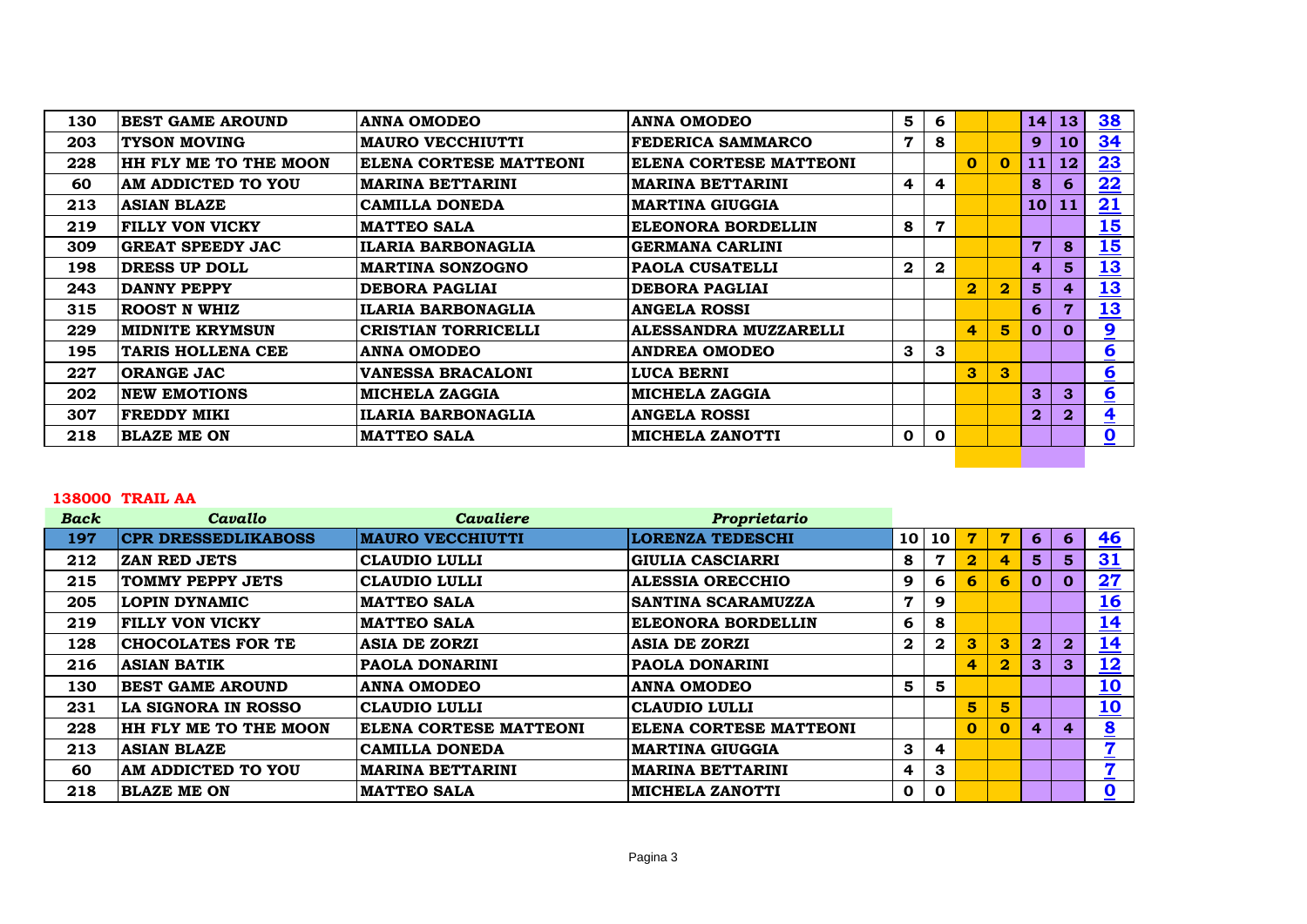| | | | | | | | | | | |
|---|---|---|---|---|---|---|---|---|---|---|
| 130 | BEST GAME AROUND | ANNA OMODEO | ANNA OMODEO | 5 | 6 | | | 14 | 13 | 38 |
| 203 | TYSON MOVING | MAURO VECCHIUTTI | FEDERICA SAMMARCO | 7 | 8 | | | 9 | 10 | 34 |
| 228 | HH FLY ME TO THE MOON | ELENA CORTESE MATTEONI | ELENA CORTESE MATTEONI | | | 0 | 0 | 11 | 12 | 23 |
| 60 | AM ADDICTED TO YOU | MARINA BETTARINI | MARINA BETTARINI | 4 | 4 | | | 8 | 6 | 22 |
| 213 | ASIAN BLAZE | CAMILLA DONEDA | MARTINA GIUGGIA | | | | | 10 | 11 | 21 |
| 219 | FILLY VON VICKY | MATTEO SALA | ELEONORA BORDELLIN | 8 | 7 | | | | | 15 |
| 309 | GREAT SPEEDY JAC | ILARIA BARBONAGLIA | GERMANA CARLINI | | | | | 7 | 8 | 15 |
| 198 | DRESS UP DOLL | MARTINA SONZOGNO | PAOLA CUSATELLI | 2 | 2 | | | 4 | 5 | 13 |
| 243 | DANNY PEPPY | DEBORA PAGLIAI | DEBORA PAGLIAI | | | 2 | 2 | 5 | 4 | 13 |
| 315 | ROOST N WHIZ | ILARIA BARBONAGLIA | ANGELA ROSSI | | | | | 6 | 7 | 13 |
| 229 | MIDNITE KRYMSUN | CRISTIAN TORRICELLI | ALESSANDRA MUZZARELLI | | | 4 | 5 | 0 | 0 | 9 |
| 195 | TARIS HOLLENA CEE | ANNA OMODEO | ANDREA OMODEO | 3 | 3 | | | | | 6 |
| 227 | ORANGE JAC | VANESSA BRACALONI | LUCA BERNI | | | 3 | 3 | | | 6 |
| 202 | NEW EMOTIONS | MICHELA ZAGGIA | MICHELA ZAGGIA | | | | | 3 | 3 | 6 |
| 307 | FREDDY MIKI | ILARIA BARBONAGLIA | ANGELA ROSSI | | | | | 2 | 2 | 4 |
| 218 | BLAZE ME ON | MATTEO SALA | MICHELA ZANOTTI | 0 | 0 | | | | | 0 |

**138000 TRAIL AA**

| *Back* | *Cavallo* | *Cavaliere* | *Proprietario* | | | | | | | |
|---|---|---|---|---|---|---|---|---|---|---|
| 197 | CPR DRESSEDLIKABOSS | MAURO VECCHIUTTI | LORENZA TEDESCHI | 10 | 10 | 7 | 7 | 6 | 6 | 46 |
| 212 | ZAN RED JETS | CLAUDIO LULLI | GIULIA CASCIARRI | 8 | 7 | 2 | 4 | 5 | 5 | 31 |
| 215 | TOMMY PEPPY JETS | CLAUDIO LULLI | ALESSIA ORECCHIO | 9 | 6 | 6 | 6 | 0 | 0 | 27 |
| 205 | LOPIN DYNAMIC | MATTEO SALA | SANTINA SCARAMUZZA | 7 | 9 | | | | | 16 |
| 219 | FILLY VON VICKY | MATTEO SALA | ELEONORA BORDELLIN | 6 | 8 | | | | | 14 |
| 128 | CHOCOLATES FOR TE | ASIA DE ZORZI | ASIA DE ZORZI | 2 | 2 | 3 | 3 | 2 | 2 | 14 |
| 216 | ASIAN BATIK | PAOLA DONARINI | PAOLA DONARINI | | | 4 | 2 | 3 | 3 | 12 |
| 130 | BEST GAME AROUND | ANNA OMODEO | ANNA OMODEO | 5 | 5 | | | | | 10 |
| 231 | LA SIGNORA IN ROSSO | CLAUDIO LULLI | CLAUDIO LULLI | | | 5 | 5 | | | 10 |
| 228 | HH FLY ME TO THE MOON | ELENA CORTESE MATTEONI | ELENA CORTESE MATTEONI | | | 0 | 0 | 4 | 4 | 8 |
| 213 | ASIAN BLAZE | CAMILLA DONEDA | MARTINA GIUGGIA | 3 | 4 | | | | | 7 |
| 60 | AM ADDICTED TO YOU | MARINA BETTARINI | MARINA BETTARINI | 4 | 3 | | | | | 7 |
| 218 | BLAZE ME ON | MATTEO SALA | MICHELA ZANOTTI | 0 | 0 | | | | | 0 |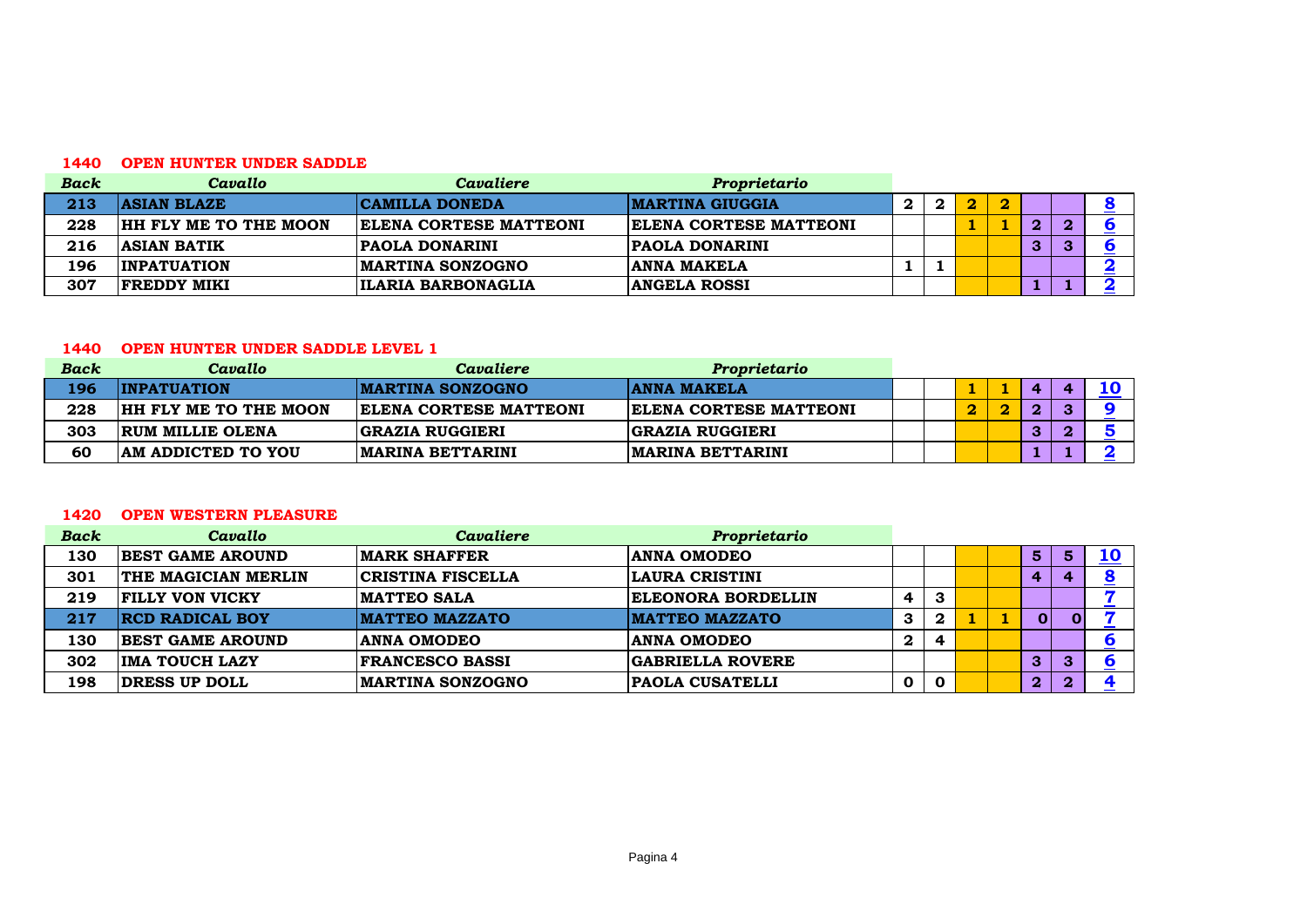**1440 OPEN HUNTER UNDER SADDLE**

| *Back* | *Cavallo* | *Cavaliere* | *Proprietario* | | | | | | | |
|---|---|---|---|---|---|---|---|---|---|---|
| 213 | ASIAN BLAZE | CAMILLA DONEDA | MARTINA GIUGGIA | 2 | 2 | 2 | 2 | | | 8 |
| 228 | HH FLY ME TO THE MOON | ELENA CORTESE MATTEONI | ELENA CORTESE MATTEONI | | | 1 | 1 | 2 | 2 | 6 |
| 216 | ASIAN BATIK | PAOLA DONARINI | PAOLA DONARINI | | | | | 3 | 3 | 6 |
| 196 | INPATUATION | MARTINA SONZOGNO | ANNA MAKELA | 1 | 1 | | | | | 2 |
| 307 | FREDDY MIKI | ILARIA BARBONAGLIA | ANGELA ROSSI | | | | | 1 | 1 | 2 |

**1440 OPEN HUNTER UNDER SADDLE LEVEL 1**

| *Back* | *Cavallo* | *Cavaliere* | *Proprietario* | | | | | | | |
|---|---|---|---|---|---|---|---|---|---|---|
| 196 | INPATUATION | MARTINA SONZOGNO | ANNA MAKELA | | | 1 | 1 | 4 | 4 | 10 |
| 228 | HH FLY ME TO THE MOON | ELENA CORTESE MATTEONI | ELENA CORTESE MATTEONI | | | 2 | 2 | 2 | 3 | 9 |
| 303 | RUM MILLIE OLENA | GRAZIA RUGGIERI | GRAZIA RUGGIERI | | | | | 3 | 2 | 5 |
| 60 | AM ADDICTED TO YOU | MARINA BETTARINI | MARINA BETTARINI | | | | | 1 | 1 | 2 |

**1420 OPEN WESTERN PLEASURE**

| *Back* | *Cavallo* | *Cavaliere* | *Proprietario* | | | | | | | |
|---|---|---|---|---|---|---|---|---|---|---|
| 130 | BEST GAME AROUND | MARK SHAFFER | ANNA OMODEO | | | | | 5 | 5 | 10 |
| 301 | THE MAGICIAN MERLIN | CRISTINA FISCELLA | LAURA CRISTINI | | | | | 4 | 4 | 8 |
| 219 | FILLY VON VICKY | MATTEO SALA | ELEONORA BORDELLIN | 4 | 3 | | | | | 7 |
| 217 | RCD RADICAL BOY | MATTEO MAZZATO | MATTEO MAZZATO | 3 | 2 | 1 | 1 | 0 | 0 | 7 |
| 130 | BEST GAME AROUND | ANNA OMODEO | ANNA OMODEO | 2 | 4 | | | | | 6 |
| 302 | IMA TOUCH LAZY | FRANCESCO BASSI | GABRIELLA ROVERE | | | | | 3 | 3 | 6 |
| 198 | DRESS UP DOLL | MARTINA SONZOGNO | PAOLA CUSATELLI | 0 | 0 | | | 2 | 2 | 4 |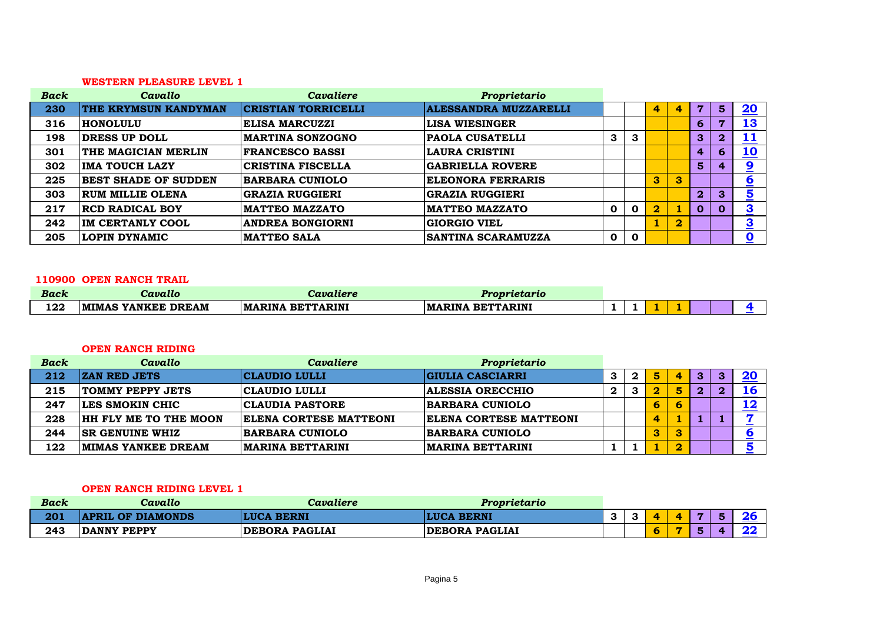### WESTERN PLEASURE LEVEL 1

| *Back* | *Cavallo* | *Cavaliere* | *Proprietario* | | | | | | | |
|---|---|---|---|---|---|---|---|---|---|---|
| 230 | THE KRYMSUN KANDYMAN | CRISTIAN TORRICELLI | ALESSANDRA MUZZARELLI | | | 4 | 4 | 7 | 5 | 20 |
| 316 | HONOLULU | ELISA MARCUZZI | LISA WIESINGER | | | | | 6 | 7 | 13 |
| 198 | DRESS UP DOLL | MARTINA SONZOGNO | PAOLA CUSATELLI | 3 | 3 | | | 3 | 2 | 11 |
| 301 | THE MAGICIAN MERLIN | FRANCESCO BASSI | LAURA CRISTINI | | | | | 4 | 6 | 10 |
| 302 | IMA TOUCH LAZY | CRISTINA FISCELLA | GABRIELLA ROVERE | | | | | 5 | 4 | 9 |
| 225 | BEST SHADE OF SUDDEN | BARBARA CUNIOLO | ELEONORA FERRARIS | | | 3 | 3 | | | 6 |
| 303 | RUM MILLIE OLENA | GRAZIA RUGGIERI | GRAZIA RUGGIERI | | | | | 2 | 3 | 5 |
| 217 | RCD RADICAL BOY | MATTEO MAZZATO | MATTEO MAZZATO | 0 | 0 | 2 | 1 | 0 | 0 | 3 |
| 242 | IM CERTANLY COOL | ANDREA BONGIORNI | GIORGIO VIEL | | | 1 | 2 | | | 3 |
| 205 | LOPIN DYNAMIC | MATTEO SALA | SANTINA SCARAMUZZA | 0 | 0 | | | | | 0 |

### 110900 OPEN RANCH TRAIL

| *Back* | *Cavallo* | *Cavaliere* | *Proprietario* | | | | | | | |
|---|---|---|---|---|---|---|---|---|---|---|
| 122 | MIMAS YANKEE DREAM | MARINA BETTARINI | MARINA BETTARINI | 1 | 1 | 1 | 1 | | | 4 |

### OPEN RANCH RIDING

| *Back* | *Cavallo* | *Cavaliere* | *Proprietario* | | | | | | | |
|---|---|---|---|---|---|---|---|---|---|---|
| 212 | ZAN RED JETS | CLAUDIO LULLI | GIULIA CASCIARRI | 3 | 2 | 5 | 4 | 3 | 3 | 20 |
| 215 | TOMMY PEPPY JETS | CLAUDIO LULLI | ALESSIA ORECCHIO | 2 | 3 | 2 | 5 | 2 | 2 | 16 |
| 247 | LES SMOKIN CHIC | CLAUDIA PASTORE | BARBARA CUNIOLO | | | 6 | 6 | | | 12 |
| 228 | HH FLY ME TO THE MOON | ELENA CORTESE MATTEONI | ELENA CORTESE MATTEONI | | | 4 | 1 | 1 | 1 | 7 |
| 244 | SR GENUINE WHIZ | BARBARA CUNIOLO | BARBARA CUNIOLO | | | 3 | 3 | | | 6 |
| 122 | MIMAS YANKEE DREAM | MARINA BETTARINI | MARINA BETTARINI | 1 | 1 | 1 | 2 | | | 5 |

### OPEN RANCH RIDING LEVEL 1

| *Back* | *Cavallo* | *Cavaliere* | *Proprietario* | | | | | | | |
|---|---|---|---|---|---|---|---|---|---|---|
| 201 | APRIL OF DIAMONDS | LUCA BERNI | LUCA BERNI | 3 | 3 | 4 | 4 | 7 | 5 | 26 |
| 243 | DANNY PEPPY | DEBORA PAGLIAI | DEBORA PAGLIAI | | | 6 | 7 | 5 | 4 | 22 |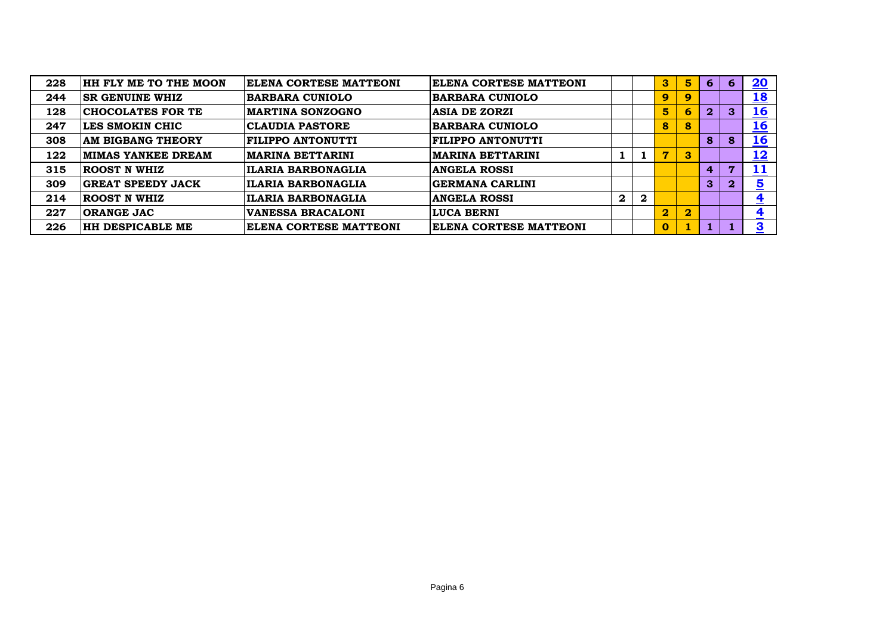| | | | | | | | | | | |
|---|---|---|---|---|---|---|---|---|---|---|
| 228 | HH FLY ME TO THE MOON | ELENA CORTESE MATTEONI | ELENA CORTESE MATTEONI | | | 3 | 5 | 6 | 6 | 20 |
| 244 | SR GENUINE WHIZ | BARBARA CUNIOLO | BARBARA CUNIOLO | | | 9 | 9 | | | 18 |
| 128 | CHOCOLATES FOR TE | MARTINA SONZOGNO | ASIA DE ZORZI | | | 5 | 6 | 2 | 3 | 16 |
| 247 | LES SMOKIN CHIC | CLAUDIA PASTORE | BARBARA CUNIOLO | | | 8 | 8 | | | 16 |
| 308 | AM BIGBANG THEORY | FILIPPO ANTONUTTI | FILIPPO ANTONUTTI | | | | | 8 | 8 | 16 |
| 122 | MIMAS YANKEE DREAM | MARINA BETTARINI | MARINA BETTARINI | 1 | 1 | 7 | 3 | | | 12 |
| 315 | ROOST N WHIZ | ILARIA BARBONAGLIA | ANGELA ROSSI | | | | | 4 | 7 | 11 |
| 309 | GREAT SPEEDY JACK | ILARIA BARBONAGLIA | GERMANA CARLINI | | | | | 3 | 2 | 5 |
| 214 | ROOST N WHIZ | ILARIA BARBONAGLIA | ANGELA ROSSI | 2 | 2 | | | | | 4 |
| 227 | ORANGE JAC | VANESSA BRACALONI | LUCA BERNI | | | 2 | 2 | | | 4 |
| 226 | HH DESPICABLE ME | ELENA CORTESE MATTEONI | ELENA CORTESE MATTEONI | | | 0 | 1 | 1 | 1 | 3 |